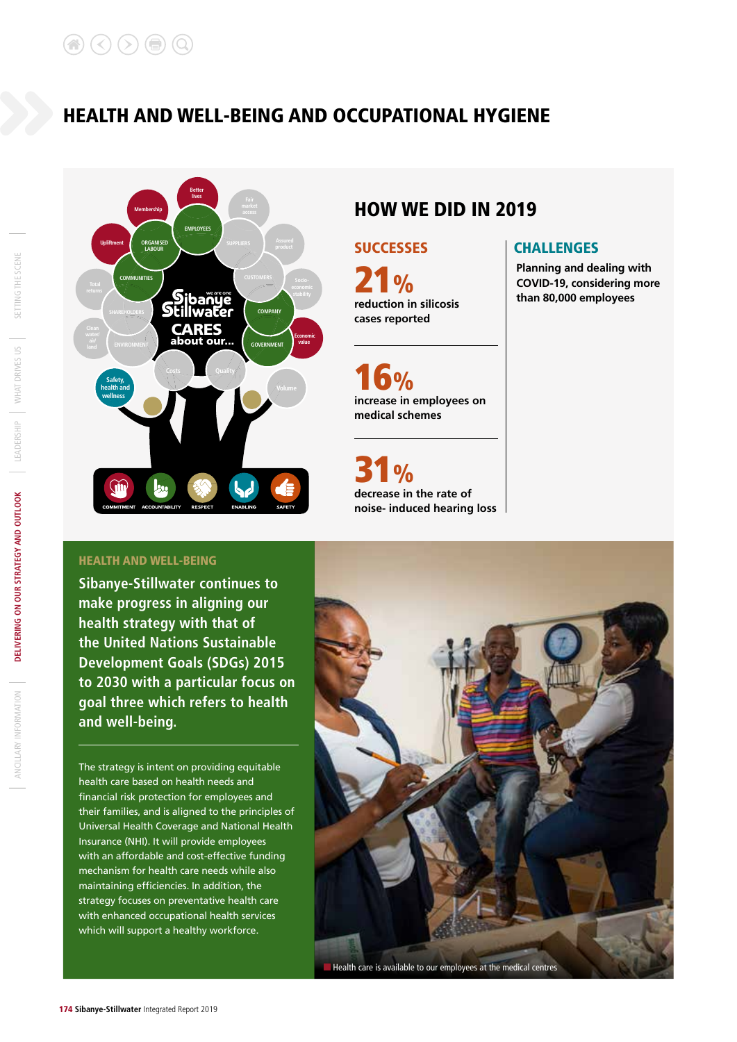# HEALTH AND WELL-BEING AND OCCUPATIONAL HYGIENE

## HOW WE DID IN 2019

### SUCCESSES

**21%**
reduction in silicosis cases reported

**16%**
increase in employees on medical schemes

**31%**
decrease in the rate of noise- induced hearing loss

### CHALLENGES

Planning and dealing with COVID-19, considering more than 80,000 employees

### HEALTH AND WELL-BEING

**Sibanye-Stillwater continues to make progress in aligning our health strategy with that of the United Nations Sustainable Development Goals (SDGs) 2015 to 2030 with a particular focus on goal three which refers to health and well-being.**

The strategy is intent on providing equitable health care based on health needs and financial risk protection for employees and their families, and is aligned to the principles of Universal Health Coverage and National Health Insurance (NHI). It will provide employees with an affordable and cost-effective funding mechanism for health care needs while also maintaining efficiencies. In addition, the strategy focuses on preventative health care with enhanced occupational health services which will support a healthy workforce.

Health care is available to our employees at the medical centres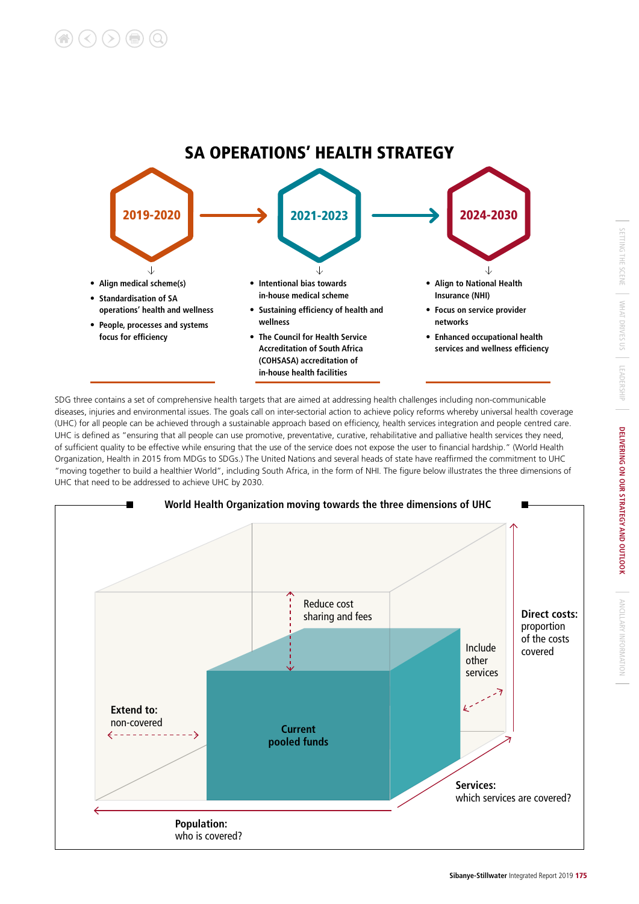## SA OPERATIONS' HEALTH STRATEGY

**2019-2020**

- Align medical scheme(s)
- Standardisation of SA operations' health and wellness
- People, processes and systems focus for efficiency

**2021-2023**

- Intentional bias towards in-house medical scheme
- Sustaining efficiency of health and wellness
- The Council for Health Service Accreditation of South Africa (COHSASA) accreditation of in-house health facilities

**2024-2030**

- Align to National Health Insurance (NHI)
- Focus on service provider networks
- Enhanced occupational health services and wellness efficiency

SDG three contains a set of comprehensive health targets that are aimed at addressing health challenges including non-communicable diseases, injuries and environmental issues. The goals call on inter-sectorial action to achieve policy reforms whereby universal health coverage (UHC) for all people can be achieved through a sustainable approach based on efficiency, health services integration and people centred care. UHC is defined as "ensuring that all people can use promotive, preventative, curative, rehabilitative and palliative health services they need, of sufficient quality to be effective while ensuring that the use of the service does not expose the user to financial hardship." (World Health Organization, Health in 2015 from MDGs to SDGs.) The United Nations and several heads of state have reaffirmed the commitment to UHC "moving together to build a healthier World", including South Africa, in the form of NHI. The figure below illustrates the three dimensions of UHC that need to be addressed to achieve UHC by 2030.

### World Health Organization moving towards the three dimensions of UHC

- Reduce cost sharing and fees
- Include other services
- **Direct costs:** proportion of the costs covered
- **Extend to:** non-covered
- **Current pooled funds**
- **Services:** which services are covered?
- **Population:** who is covered?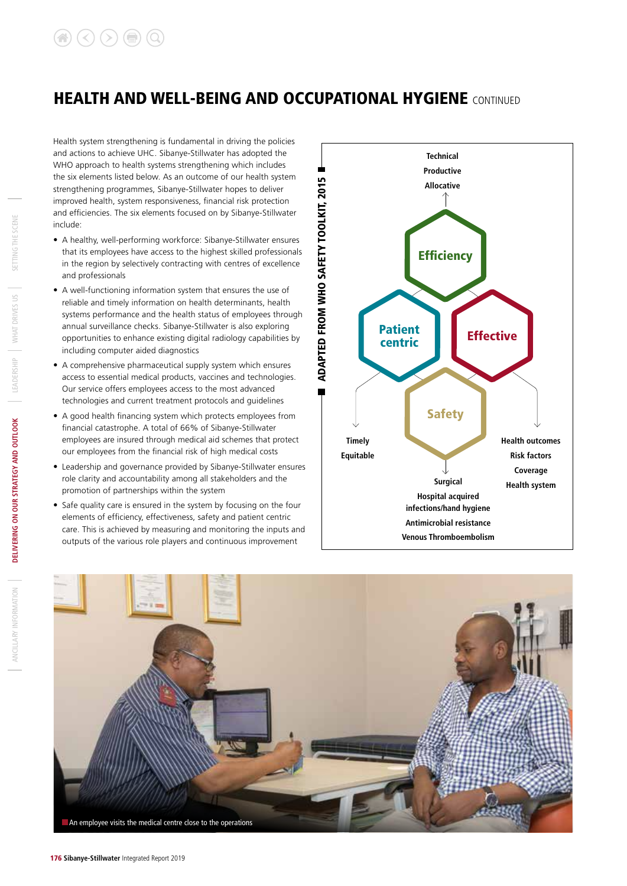## HEALTH AND WELL-BEING AND OCCUPATIONAL HYGIENE CONTINUED

Health system strengthening is fundamental in driving the policies and actions to achieve UHC. Sibanye-Stillwater has adopted the WHO approach to health systems strengthening which includes the six elements listed below. As an outcome of our health system strengthening programmes, Sibanye-Stillwater hopes to deliver improved health, system responsiveness, financial risk protection and efficiencies. The six elements focused on by Sibanye-Stillwater include:

- A healthy, well-performing workforce: Sibanye-Stillwater ensures that its employees have access to the highest skilled professionals in the region by selectively contracting with centres of excellence and professionals
- A well-functioning information system that ensures the use of reliable and timely information on health determinants, health systems performance and the health status of employees through annual surveillance checks. Sibanye-Stillwater is also exploring opportunities to enhance existing digital radiology capabilities by including computer aided diagnostics
- A comprehensive pharmaceutical supply system which ensures access to essential medical products, vaccines and technologies. Our service offers employees access to the most advanced technologies and current treatment protocols and guidelines
- A good health financing system which protects employees from financial catastrophe. A total of 66% of Sibanye-Stillwater employees are insured through medical aid schemes that protect our employees from the financial risk of high medical costs
- Leadership and governance provided by Sibanye-Stillwater ensures role clarity and accountability among all stakeholders and the promotion of partnerships within the system
- Safe quality care is ensured in the system by focusing on the four elements of efficiency, effectiveness, safety and patient centric care. This is achieved by measuring and monitoring the inputs and outputs of the various role players and continuous improvement

**ADAPTED FROM WHO SAFETY TOOLKIT, 2015**

**Efficiency**: Technical, Productive, Allocative

**Patient centric**: Timely, Equitable

**Effective**: Health outcomes, Risk factors, Coverage, Health system

**Safety**: Surgical, Hospital acquired infections/hand hygiene, Antimicrobial resistance, Venous Thromboembolism

An employee visits the medical centre close to the operations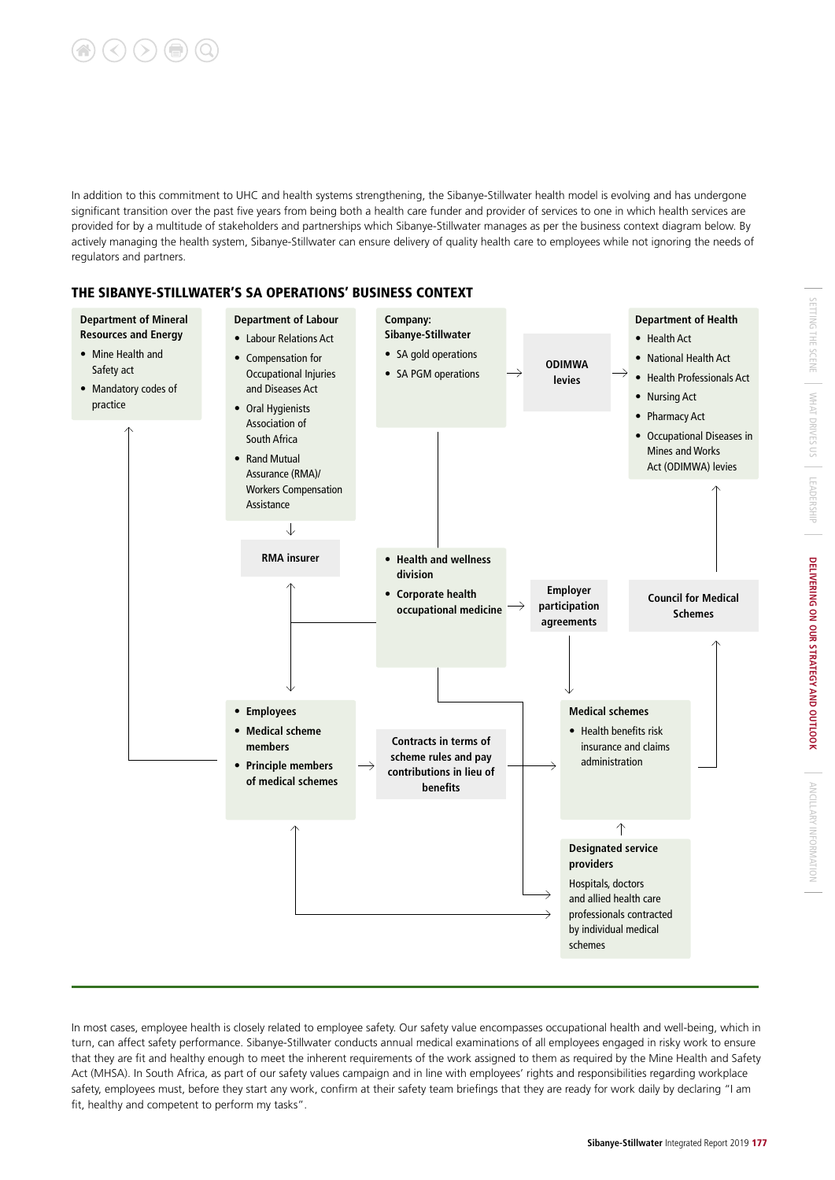In addition to this commitment to UHC and health systems strengthening, the Sibanye-Stillwater health model is evolving and has undergone significant transition over the past five years from being both a health care funder and provider of services to one in which health services are provided for by a multitude of stakeholders and partnerships which Sibanye-Stillwater manages as per the business context diagram below. By actively managing the health system, Sibanye-Stillwater can ensure delivery of quality health care to employees while not ignoring the needs of regulators and partners.

### THE SIBANYE-STILLWATER'S SA OPERATIONS' BUSINESS CONTEXT

**Department of Mineral Resources and Energy**
- Mine Health and Safety act
- Mandatory codes of practice

**Department of Labour**
- Labour Relations Act
- Compensation for Occupational Injuries and Diseases Act
- Oral Hygienists Association of South Africa
- Rand Mutual Assurance (RMA)/ Workers Compensation Assistance

**Company: Sibanye-Stillwater**
- SA gold operations
- SA PGM operations

**ODIMWA levies**

**Department of Health**
- Health Act
- National Health Act
- Health Professionals Act
- Nursing Act
- Pharmacy Act
- Occupational Diseases in Mines and Works Act (ODIMWA) levies

**RMA insurer**

- **Health and wellness division**
- **Corporate health occupational medicine**

**Employer participation agreements**

**Council for Medical Schemes**

- **Employees**
- **Medical scheme members**
- **Principle members of medical schemes**

**Contracts in terms of scheme rules and pay contributions in lieu of benefits**

**Medical schemes**
- Health benefits risk insurance and claims administration

**Designated service providers**

Hospitals, doctors and allied health care professionals contracted by individual medical schemes

In most cases, employee health is closely related to employee safety. Our safety value encompasses occupational health and well-being, which in turn, can affect safety performance. Sibanye-Stillwater conducts annual medical examinations of all employees engaged in risky work to ensure that they are fit and healthy enough to meet the inherent requirements of the work assigned to them as required by the Mine Health and Safety Act (MHSA). In South Africa, as part of our safety values campaign and in line with employees' rights and responsibilities regarding workplace safety, employees must, before they start any work, confirm at their safety team briefings that they are ready for work daily by declaring "I am fit, healthy and competent to perform my tasks".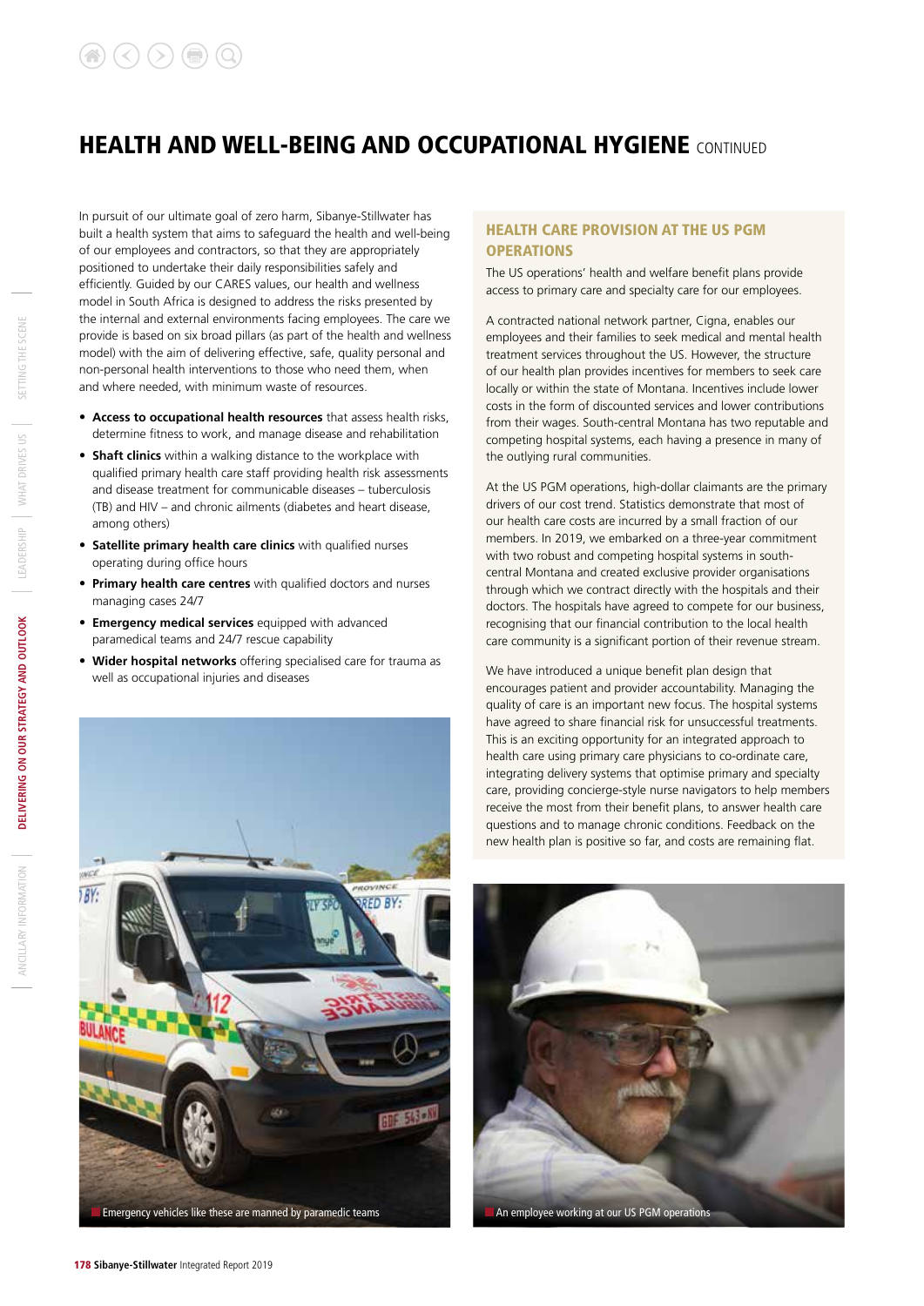## HEALTH AND WELL-BEING AND OCCUPATIONAL HYGIENE CONTINUED

In pursuit of our ultimate goal of zero harm, Sibanye-Stillwater has built a health system that aims to safeguard the health and well-being of our employees and contractors, so that they are appropriately positioned to undertake their daily responsibilities safely and efficiently. Guided by our CARES values, our health and wellness model in South Africa is designed to address the risks presented by the internal and external environments facing employees. The care we provide is based on six broad pillars (as part of the health and wellness model) with the aim of delivering effective, safe, quality personal and non-personal health interventions to those who need them, when and where needed, with minimum waste of resources.

- **Access to occupational health resources** that assess health risks, determine fitness to work, and manage disease and rehabilitation
- **Shaft clinics** within a walking distance to the workplace with qualified primary health care staff providing health risk assessments and disease treatment for communicable diseases – tuberculosis (TB) and HIV – and chronic ailments (diabetes and heart disease, among others)
- **Satellite primary health care clinics** with qualified nurses operating during office hours
- **Primary health care centres** with qualified doctors and nurses managing cases 24/7
- **Emergency medical services** equipped with advanced paramedical teams and 24/7 rescue capability
- **Wider hospital networks** offering specialised care for trauma as well as occupational injuries and diseases

Emergency vehicles like these are manned by paramedic teams

### HEALTH CARE PROVISION AT THE US PGM OPERATIONS

The US operations' health and welfare benefit plans provide access to primary care and specialty care for our employees.

A contracted national network partner, Cigna, enables our employees and their families to seek medical and mental health treatment services throughout the US. However, the structure of our health plan provides incentives for members to seek care locally or within the state of Montana. Incentives include lower costs in the form of discounted services and lower contributions from their wages. South-central Montana has two reputable and competing hospital systems, each having a presence in many of the outlying rural communities.

At the US PGM operations, high-dollar claimants are the primary drivers of our cost trend. Statistics demonstrate that most of our health care costs are incurred by a small fraction of our members. In 2019, we embarked on a three-year commitment with two robust and competing hospital systems in south-central Montana and created exclusive provider organisations through which we contract directly with the hospitals and their doctors. The hospitals have agreed to compete for our business, recognising that our financial contribution to the local health care community is a significant portion of their revenue stream.

We have introduced a unique benefit plan design that encourages patient and provider accountability. Managing the quality of care is an important new focus. The hospital systems have agreed to share financial risk for unsuccessful treatments. This is an exciting opportunity for an integrated approach to health care using primary care physicians to co-ordinate care, integrating delivery systems that optimise primary and specialty care, providing concierge-style nurse navigators to help members receive the most from their benefit plans, to answer health care questions and to manage chronic conditions. Feedback on the new health plan is positive so far, and costs are remaining flat.

An employee working at our US PGM operations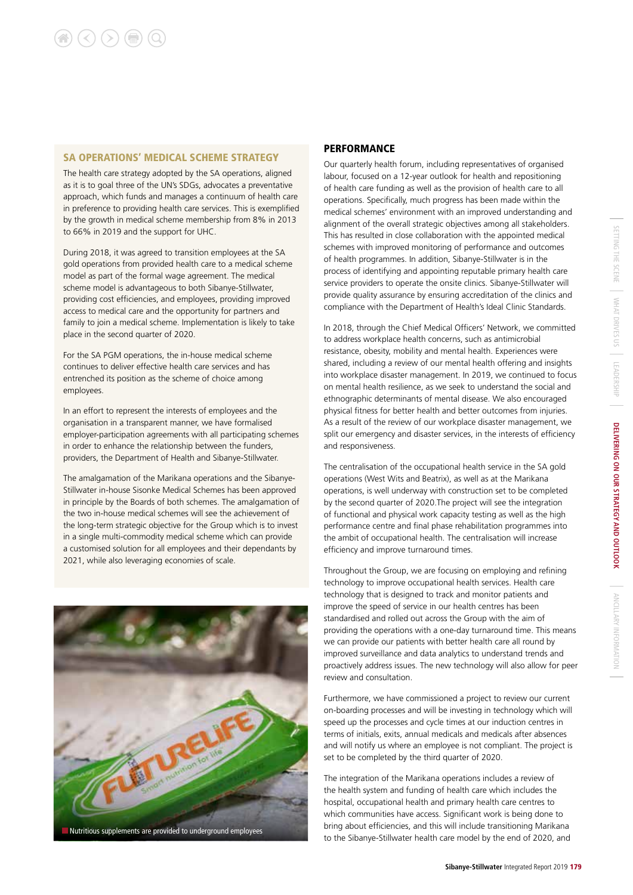## SA OPERATIONS' MEDICAL SCHEME STRATEGY

The health care strategy adopted by the SA operations, aligned as it is to goal three of the UN's SDGs, advocates a preventative approach, which funds and manages a continuum of health care in preference to providing health care services. This is exemplified by the growth in medical scheme membership from 8% in 2013 to 66% in 2019 and the support for UHC.

During 2018, it was agreed to transition employees at the SA gold operations from provided health care to a medical scheme model as part of the formal wage agreement. The medical scheme model is advantageous to both Sibanye-Stillwater, providing cost efficiencies, and employees, providing improved access to medical care and the opportunity for partners and family to join a medical scheme. Implementation is likely to take place in the second quarter of 2020.

For the SA PGM operations, the in-house medical scheme continues to deliver effective health care services and has entrenched its position as the scheme of choice among employees.

In an effort to represent the interests of employees and the organisation in a transparent manner, we have formalised employer-participation agreements with all participating schemes in order to enhance the relationship between the funders, providers, the Department of Health and Sibanye-Stillwater.

The amalgamation of the Marikana operations and the Sibanye-Stillwater in-house Sisonke Medical Schemes has been approved in principle by the Boards of both schemes. The amalgamation of the two in-house medical schemes will see the achievement of the long-term strategic objective for the Group which is to invest in a single multi-commodity medical scheme which can provide a customised solution for all employees and their dependants by 2021, while also leveraging economies of scale.

Nutritious supplements are provided to underground employees

## PERFORMANCE

Our quarterly health forum, including representatives of organised labour, focused on a 12-year outlook for health and repositioning of health care funding as well as the provision of health care to all operations. Specifically, much progress has been made within the medical schemes' environment with an improved understanding and alignment of the overall strategic objectives among all stakeholders. This has resulted in close collaboration with the appointed medical schemes with improved monitoring of performance and outcomes of health programmes. In addition, Sibanye-Stillwater is in the process of identifying and appointing reputable primary health care service providers to operate the onsite clinics. Sibanye-Stillwater will provide quality assurance by ensuring accreditation of the clinics and compliance with the Department of Health's Ideal Clinic Standards.

In 2018, through the Chief Medical Officers' Network, we committed to address workplace health concerns, such as antimicrobial resistance, obesity, mobility and mental health. Experiences were shared, including a review of our mental health offering and insights into workplace disaster management. In 2019, we continued to focus on mental health resilience, as we seek to understand the social and ethnographic determinants of mental disease. We also encouraged physical fitness for better health and better outcomes from injuries. As a result of the review of our workplace disaster management, we split our emergency and disaster services, in the interests of efficiency and responsiveness.

The centralisation of the occupational health service in the SA gold operations (West Wits and Beatrix), as well as at the Marikana operations, is well underway with construction set to be completed by the second quarter of 2020.The project will see the integration of functional and physical work capacity testing as well as the high performance centre and final phase rehabilitation programmes into the ambit of occupational health. The centralisation will increase efficiency and improve turnaround times.

Throughout the Group, we are focusing on employing and refining technology to improve occupational health services. Health care technology that is designed to track and monitor patients and improve the speed of service in our health centres has been standardised and rolled out across the Group with the aim of providing the operations with a one-day turnaround time. This means we can provide our patients with better health care all round by improved surveillance and data analytics to understand trends and proactively address issues. The new technology will also allow for peer review and consultation.

Furthermore, we have commissioned a project to review our current on-boarding processes and will be investing in technology which will speed up the processes and cycle times at our induction centres in terms of initials, exits, annual medicals and medicals after absences and will notify us where an employee is not compliant. The project is set to be completed by the third quarter of 2020.

The integration of the Marikana operations includes a review of the health system and funding of health care which includes the hospital, occupational health and primary health care centres to which communities have access. Significant work is being done to bring about efficiencies, and this will include transitioning Marikana to the Sibanye-Stillwater health care model by the end of 2020, and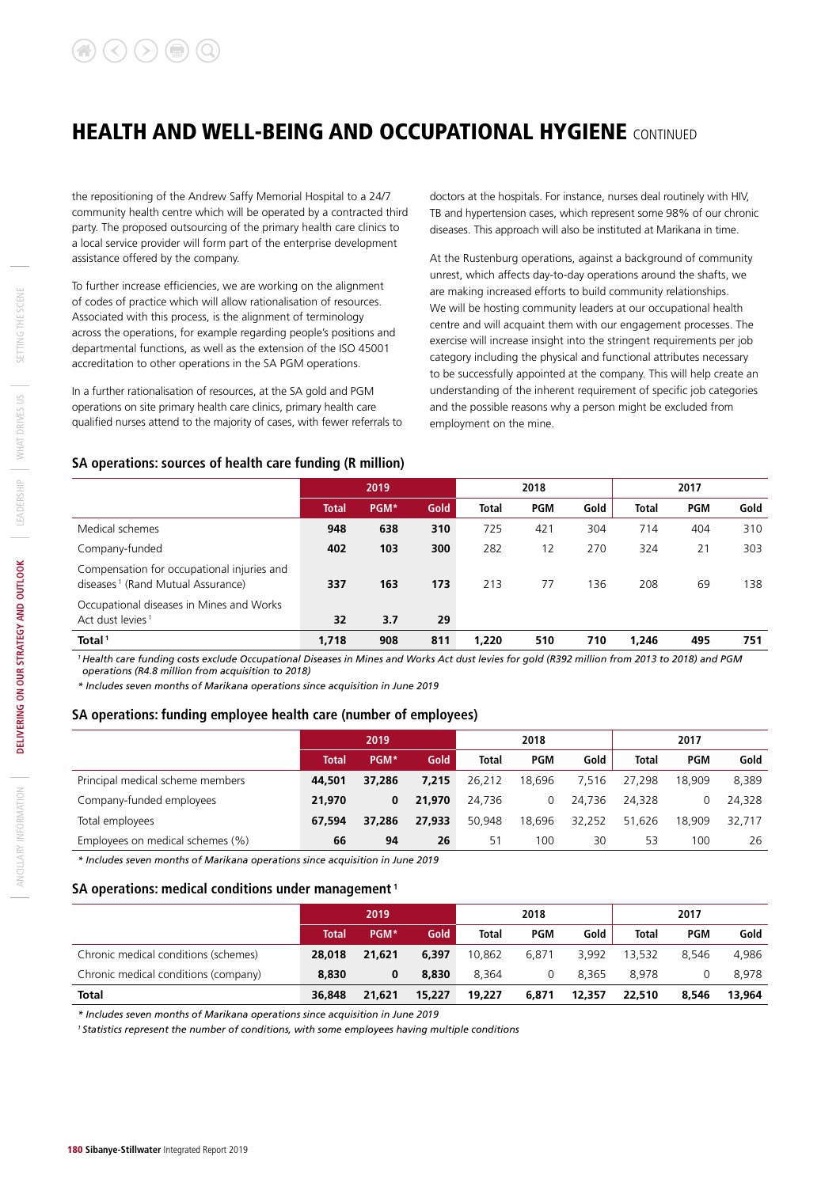# HEALTH AND WELL-BEING AND OCCUPATIONAL HYGIENE CONTINUED

the repositioning of the Andrew Saffy Memorial Hospital to a 24/7 community health centre which will be operated by a contracted third party. The proposed outsourcing of the primary health care clinics to a local service provider will form part of the enterprise development assistance offered by the company.

To further increase efficiencies, we are working on the alignment of codes of practice which will allow rationalisation of resources. Associated with this process, is the alignment of terminology across the operations, for example regarding people's positions and departmental functions, as well as the extension of the ISO 45001 accreditation to other operations in the SA PGM operations.

In a further rationalisation of resources, at the SA gold and PGM operations on site primary health care clinics, primary health care qualified nurses attend to the majority of cases, with fewer referrals to doctors at the hospitals. For instance, nurses deal routinely with HIV, TB and hypertension cases, which represent some 98% of our chronic diseases. This approach will also be instituted at Marikana in time.

At the Rustenburg operations, against a background of community unrest, which affects day-to-day operations around the shafts, we are making increased efforts to build community relationships. We will be hosting community leaders at our occupational health centre and will acquaint them with our engagement processes. The exercise will increase insight into the stringent requirements per job category including the physical and functional attributes necessary to be successfully appointed at the company. This will help create an understanding of the inherent requirement of specific job categories and the possible reasons why a person might be excluded from employment on the mine.

### SA operations: sources of health care funding (R million)

| | 2019 | | | 2018 | | | 2017 | | |
|---|---|---|---|---|---|---|---|---|---|
| | **Total** | **PGM*** | **Gold** | **Total** | **PGM** | **Gold** | **Total** | **PGM** | **Gold** |
| Medical schemes | **948** | **638** | **310** | 725 | 421 | 304 | 714 | 404 | 310 |
| Company-funded | **402** | **103** | **300** | 282 | 12 | 270 | 324 | 21 | 303 |
| Compensation for occupational injuries and diseases [1] (Rand Mutual Assurance) | **337** | **163** | **173** | 213 | 77 | 136 | 208 | 69 | 138 |
| Occupational diseases in Mines and Works Act dust levies [1] | **32** | **3.7** | **29** | | | | | | |
| **Total [1]** | **1,718** | **908** | **811** | **1,220** | **510** | **710** | **1,246** | **495** | **751** |

*[1] Health care funding costs exclude Occupational Diseases in Mines and Works Act dust levies for gold (R392 million from 2013 to 2018) and PGM operations (R4.8 million from acquisition to 2018)*

*\* Includes seven months of Marikana operations since acquisition in June 2019*

### SA operations: funding employee health care (number of employees)

| | 2019 | | | 2018 | | | 2017 | | |
|---|---|---|---|---|---|---|---|---|---|
| | **Total** | **PGM*** | **Gold** | **Total** | **PGM** | **Gold** | **Total** | **PGM** | **Gold** |
| Principal medical scheme members | **44,501** | **37,286** | **7,215** | 26,212 | 18,696 | 7,516 | 27,298 | 18,909 | 8,389 |
| Company-funded employees | **21,970** | **0** | **21,970** | 24,736 | 0 | 24,736 | 24,328 | 0 | 24,328 |
| Total employees | **67,594** | **37,286** | **27,933** | 50,948 | 18,696 | 32,252 | 51,626 | 18,909 | 32,717 |
| Employees on medical schemes (%) | **66** | **94** | **26** | 51 | 100 | 30 | 53 | 100 | 26 |

*\* Includes seven months of Marikana operations since acquisition in June 2019*

### SA operations: medical conditions under management [1]

| | 2019 | | | 2018 | | | 2017 | | |
|---|---|---|---|---|---|---|---|---|---|
| | **Total** | **PGM*** | **Gold** | **Total** | **PGM** | **Gold** | **Total** | **PGM** | **Gold** |
| Chronic medical conditions (schemes) | **28,018** | **21,621** | **6,397** | 10,862 | 6,871 | 3,992 | 13,532 | 8,546 | 4,986 |
| Chronic medical conditions (company) | **8,830** | **0** | **8,830** | 8,364 | 0 | 8,365 | 8,978 | 0 | 8,978 |
| **Total** | **36,848** | **21,621** | **15,227** | **19,227** | **6,871** | **12,357** | **22,510** | **8,546** | **13,964** |

*\* Includes seven months of Marikana operations since acquisition in June 2019*

*[1] Statistics represent the number of conditions, with some employees having multiple conditions*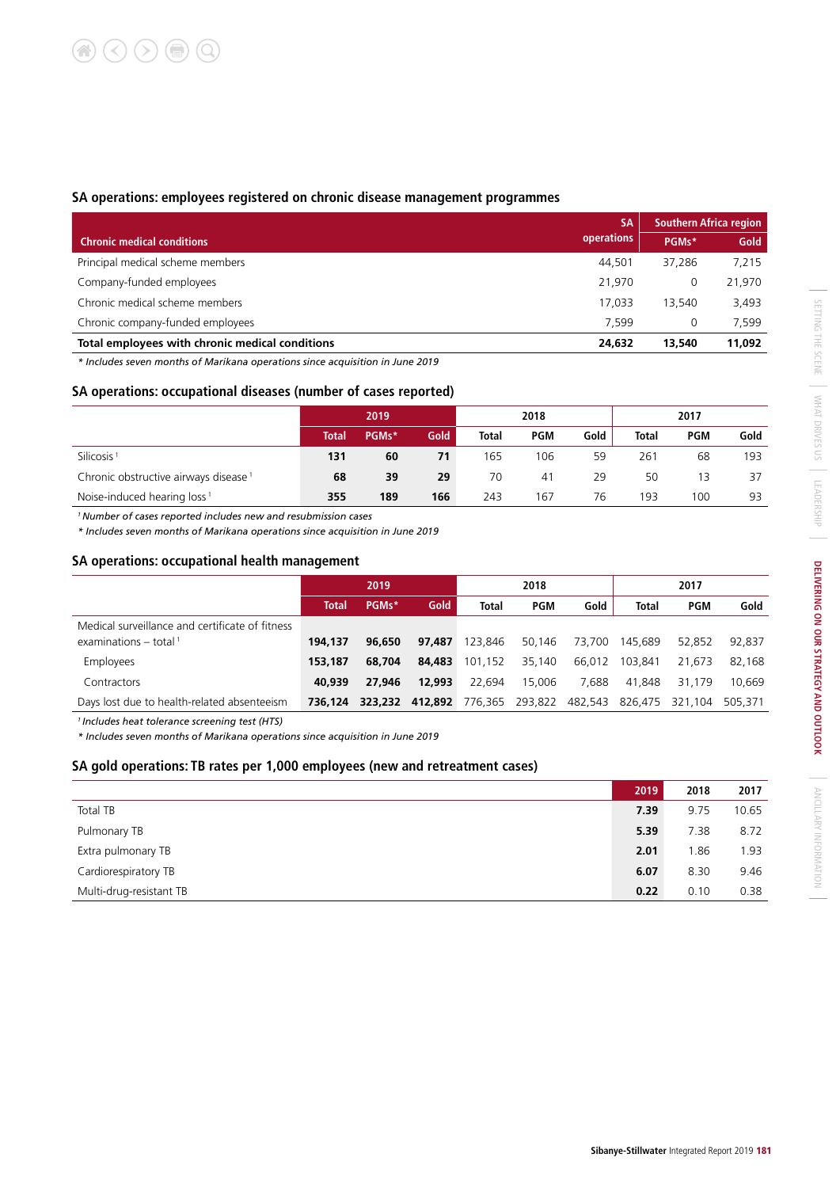### SA operations: employees registered on chronic disease management programmes

| Chronic medical conditions | SA operations | Southern Africa region | |
|---|---|---|---|
| | | PGMs* | Gold |
| Principal medical scheme members | 44,501 | 37,286 | 7,215 |
| Company-funded employees | 21,970 | 0 | 21,970 |
| Chronic medical scheme members | 17,033 | 13,540 | 3,493 |
| Chronic company-funded employees | 7,599 | 0 | 7,599 |
| **Total employees with chronic medical conditions** | **24,632** | **13,540** | **11,092** |

*\* Includes seven months of Marikana operations since acquisition in June 2019*

### SA operations: occupational diseases (number of cases reported)

| | 2019 | | | 2018 | | | 2017 | | |
|---|---|---|---|---|---|---|---|---|---|
| | Total | PGMs* | Gold | Total | PGM | Gold | Total | PGM | Gold |
| Silicosis [1] | **131** | **60** | **71** | 165 | 106 | 59 | 261 | 68 | 193 |
| Chronic obstructive airways disease [1] | **68** | **39** | **29** | 70 | 41 | 29 | 50 | 13 | 37 |
| Noise-induced hearing loss [1] | **355** | **189** | **166** | 243 | 167 | 76 | 193 | 100 | 93 |

*[1] Number of cases reported includes new and resubmission cases*

*\* Includes seven months of Marikana operations since acquisition in June 2019*

### SA operations: occupational health management

| | 2019 | | | 2018 | | | 2017 | | |
|---|---|---|---|---|---|---|---|---|---|
| | Total | PGMs* | Gold | Total | PGM | Gold | Total | PGM | Gold |
| Medical surveillance and certificate of fitness examinations – total [1] | **194,137** | **96,650** | **97,487** | 123,846 | 50,146 | 73,700 | 145,689 | 52,852 | 92,837 |
| Employees | **153,187** | **68,704** | **84,483** | 101,152 | 35,140 | 66,012 | 103,841 | 21,673 | 82,168 |
| Contractors | **40,939** | **27,946** | **12,993** | 22,694 | 15,006 | 7,688 | 41,848 | 31,179 | 10,669 |
| Days lost due to health-related absenteeism | **736,124** | **323,232** | **412,892** | 776,365 | 293,822 | 482,543 | 826,475 | 321,104 | 505,371 |

*[1] Includes heat tolerance screening test (HTS)*

*\* Includes seven months of Marikana operations since acquisition in June 2019*

### SA gold operations: TB rates per 1,000 employees (new and retreatment cases)

| | 2019 | 2018 | 2017 |
|---|---|---|---|
| Total TB | **7.39** | 9.75 | 10.65 |
| Pulmonary TB | **5.39** | 7.38 | 8.72 |
| Extra pulmonary TB | **2.01** | 1.86 | 1.93 |
| Cardiorespiratory TB | **6.07** | 8.30 | 9.46 |
| Multi-drug-resistant TB | **0.22** | 0.10 | 0.38 |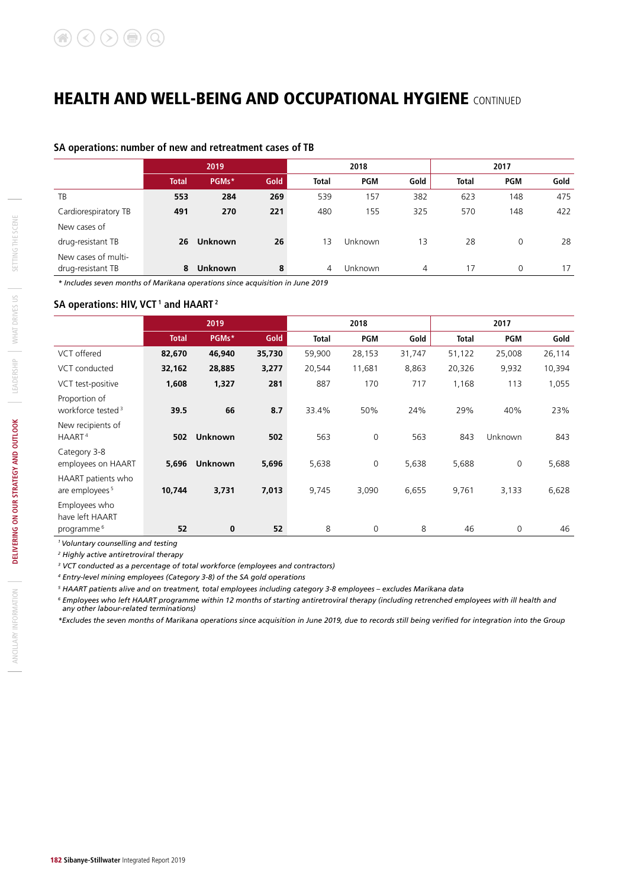# HEALTH AND WELL-BEING AND OCCUPATIONAL HYGIENE CONTINUED

### SA operations: number of new and retreatment cases of TB

| | 2019 | | | 2018 | | | 2017 | | |
|---|---|---|---|---|---|---|---|---|---|
| | **Total** | **PGMs*** | **Gold** | **Total** | **PGM** | **Gold** | **Total** | **PGM** | **Gold** |
| TB | **553** | **284** | **269** | 539 | 157 | 382 | 623 | 148 | 475 |
| Cardiorespiratory TB | **491** | **270** | **221** | 480 | 155 | 325 | 570 | 148 | 422 |
| New cases of drug-resistant TB | **26** | **Unknown** | **26** | 13 | Unknown | 13 | 28 | 0 | 28 |
| New cases of multi-drug-resistant TB | **8** | **Unknown** | **8** | 4 | Unknown | 4 | 17 | 0 | 17 |

*\* Includes seven months of Marikana operations since acquisition in June 2019*

### SA operations: HIV, VCT [1] and HAART [2]

| | 2019 | | | 2018 | | | 2017 | | |
|---|---|---|---|---|---|---|---|---|---|
| | **Total** | **PGMs*** | **Gold** | **Total** | **PGM** | **Gold** | **Total** | **PGM** | **Gold** |
| VCT offered | **82,670** | **46,940** | **35,730** | 59,900 | 28,153 | 31,747 | 51,122 | 25,008 | 26,114 |
| VCT conducted | **32,162** | **28,885** | **3,277** | 20,544 | 11,681 | 8,863 | 20,326 | 9,932 | 10,394 |
| VCT test-positive | **1,608** | **1,327** | **281** | 887 | 170 | 717 | 1,168 | 113 | 1,055 |
| Proportion of workforce tested [3] | **39.5** | **66** | **8.7** | 33.4% | 50% | 24% | 29% | 40% | 23% |
| New recipients of HAART [4] | **502** | **Unknown** | **502** | 563 | 0 | 563 | 843 | Unknown | 843 |
| Category 3-8 employees on HAART | **5,696** | **Unknown** | **5,696** | 5,638 | 0 | 5,638 | 5,688 | 0 | 5,688 |
| HAART patients who are employees [5] | **10,744** | **3,731** | **7,013** | 9,745 | 3,090 | 6,655 | 9,761 | 3,133 | 6,628 |
| Employees who have left HAART programme [6] | **52** | **0** | **52** | 8 | 0 | 8 | 46 | 0 | 46 |

*[1] Voluntary counselling and testing*

*[2] Highly active antiretroviral therapy*

*[3] VCT conducted as a percentage of total workforce (employees and contractors)*

*[4] Entry-level mining employees (Category 3-8) of the SA gold operations*

*[5] HAART patients alive and on treatment, total employees including category 3-8 employees – excludes Marikana data*

*[6] Employees who left HAART programme within 12 months of starting antiretroviral therapy (including retrenched employees with ill health and any other labour-related terminations)*

*\*Excludes the seven months of Marikana operations since acquisition in June 2019, due to records still being verified for integration into the Group*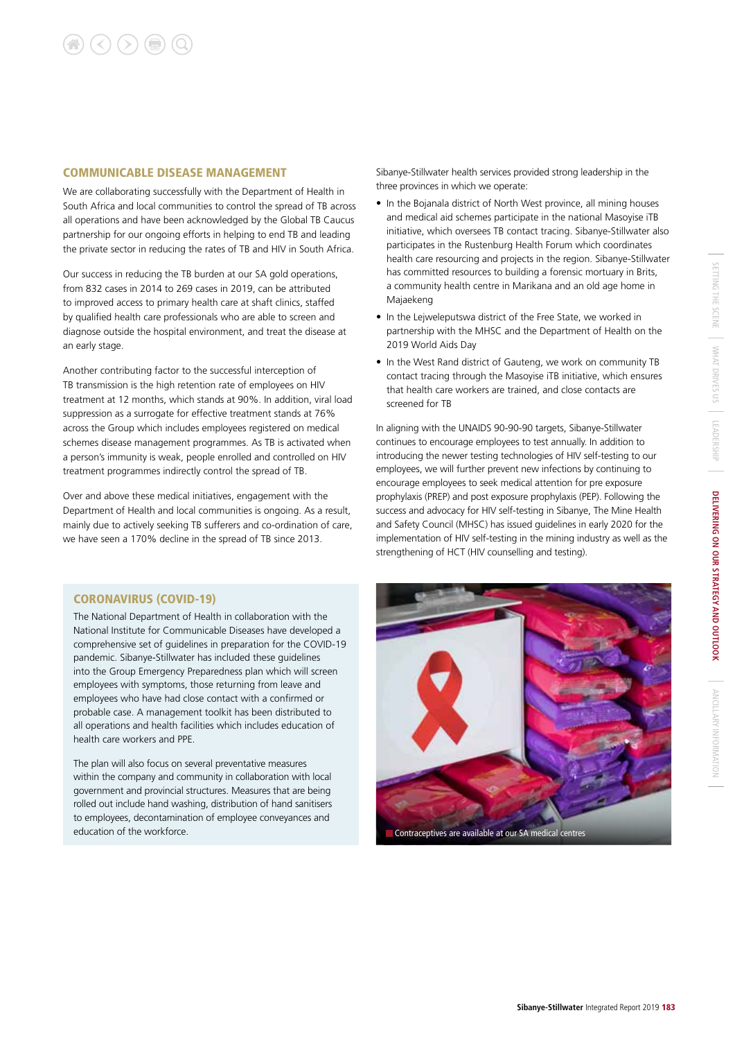## COMMUNICABLE DISEASE MANAGEMENT

We are collaborating successfully with the Department of Health in South Africa and local communities to control the spread of TB across all operations and have been acknowledged by the Global TB Caucus partnership for our ongoing efforts in helping to end TB and leading the private sector in reducing the rates of TB and HIV in South Africa.

Our success in reducing the TB burden at our SA gold operations, from 832 cases in 2014 to 269 cases in 2019, can be attributed to improved access to primary health care at shaft clinics, staffed by qualified health care professionals who are able to screen and diagnose outside the hospital environment, and treat the disease at an early stage.

Another contributing factor to the successful interception of TB transmission is the high retention rate of employees on HIV treatment at 12 months, which stands at 90%. In addition, viral load suppression as a surrogate for effective treatment stands at 76% across the Group which includes employees registered on medical schemes disease management programmes. As TB is activated when a person's immunity is weak, people enrolled and controlled on HIV treatment programmes indirectly control the spread of TB.

Over and above these medical initiatives, engagement with the Department of Health and local communities is ongoing. As a result, mainly due to actively seeking TB sufferers and co-ordination of care, we have seen a 170% decline in the spread of TB since 2013.

Sibanye-Stillwater health services provided strong leadership in the three provinces in which we operate:

- In the Bojanala district of North West province, all mining houses and medical aid schemes participate in the national Masoyise iTB initiative, which oversees TB contact tracing. Sibanye-Stillwater also participates in the Rustenburg Health Forum which coordinates health care resourcing and projects in the region. Sibanye-Stillwater has committed resources to building a forensic mortuary in Brits, a community health centre in Marikana and an old age home in Majaekeng
- In the Lejweleputswa district of the Free State, we worked in partnership with the MHSC and the Department of Health on the 2019 World Aids Day
- In the West Rand district of Gauteng, we work on community TB contact tracing through the Masoyise iTB initiative, which ensures that health care workers are trained, and close contacts are screened for TB

In aligning with the UNAIDS 90-90-90 targets, Sibanye-Stillwater continues to encourage employees to test annually. In addition to introducing the newer testing technologies of HIV self-testing to our employees, we will further prevent new infections by continuing to encourage employees to seek medical attention for pre exposure prophylaxis (PREP) and post exposure prophylaxis (PEP). Following the success and advocacy for HIV self-testing in Sibanye, The Mine Health and Safety Council (MHSC) has issued guidelines in early 2020 for the implementation of HIV self-testing in the mining industry as well as the strengthening of HCT (HIV counselling and testing).

### CORONAVIRUS (COVID-19)

The National Department of Health in collaboration with the National Institute for Communicable Diseases have developed a comprehensive set of guidelines in preparation for the COVID-19 pandemic. Sibanye-Stillwater has included these guidelines into the Group Emergency Preparedness plan which will screen employees with symptoms, those returning from leave and employees who have had close contact with a confirmed or probable case. A management toolkit has been distributed to all operations and health facilities which includes education of health care workers and PPE.

The plan will also focus on several preventative measures within the company and community in collaboration with local government and provincial structures. Measures that are being rolled out include hand washing, distribution of hand sanitisers to employees, decontamination of employee conveyances and education of the workforce.

Contraceptives are available at our SA medical centres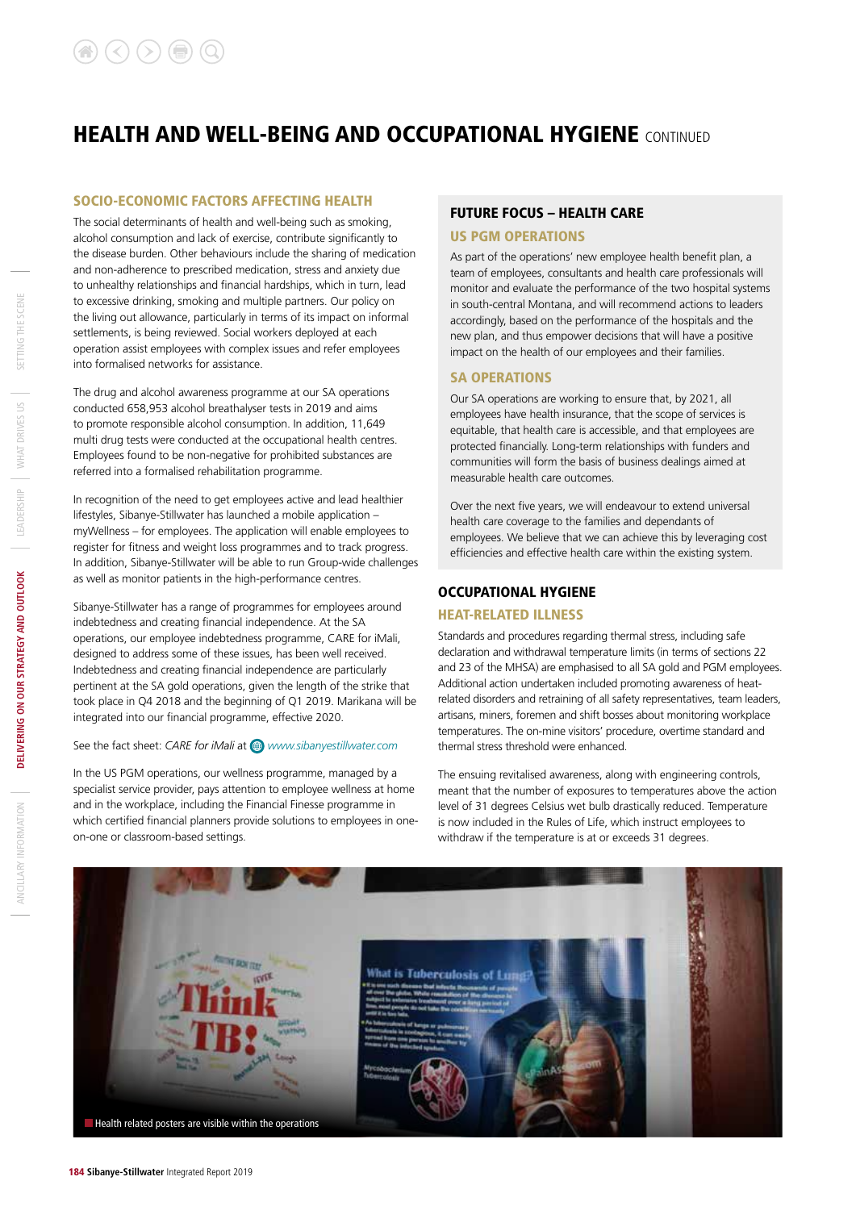# HEALTH AND WELL-BEING AND OCCUPATIONAL HYGIENE CONTINUED

## SOCIO-ECONOMIC FACTORS AFFECTING HEALTH

The social determinants of health and well-being such as smoking, alcohol consumption and lack of exercise, contribute significantly to the disease burden. Other behaviours include the sharing of medication and non-adherence to prescribed medication, stress and anxiety due to unhealthy relationships and financial hardships, which in turn, lead to excessive drinking, smoking and multiple partners. Our policy on the living out allowance, particularly in terms of its impact on informal settlements, is being reviewed. Social workers deployed at each operation assist employees with complex issues and refer employees into formalised networks for assistance.

The drug and alcohol awareness programme at our SA operations conducted 658,953 alcohol breathalyser tests in 2019 and aims to promote responsible alcohol consumption. In addition, 11,649 multi drug tests were conducted at the occupational health centres. Employees found to be non-negative for prohibited substances are referred into a formalised rehabilitation programme.

In recognition of the need to get employees active and lead healthier lifestyles, Sibanye-Stillwater has launched a mobile application – myWellness – for employees. The application will enable employees to register for fitness and weight loss programmes and to track progress. In addition, Sibanye-Stillwater will be able to run Group-wide challenges as well as monitor patients in the high-performance centres.

Sibanye-Stillwater has a range of programmes for employees around indebtedness and creating financial independence. At the SA operations, our employee indebtedness programme, CARE for iMali, designed to address some of these issues, has been well received. Indebtedness and creating financial independence are particularly pertinent at the SA gold operations, given the length of the strike that took place in Q4 2018 and the beginning of Q1 2019. Marikana will be integrated into our financial programme, effective 2020.

See the fact sheet: *CARE for iMali* at *www.sibanyestillwater.com*

In the US PGM operations, our wellness programme, managed by a specialist service provider, pays attention to employee wellness at home and in the workplace, including the Financial Finesse programme in which certified financial planners provide solutions to employees in one-on-one or classroom-based settings.

## FUTURE FOCUS – HEALTH CARE

### US PGM OPERATIONS

As part of the operations' new employee health benefit plan, a team of employees, consultants and health care professionals will monitor and evaluate the performance of the two hospital systems in south-central Montana, and will recommend actions to leaders accordingly, based on the performance of the hospitals and the new plan, and thus empower decisions that will have a positive impact on the health of our employees and their families.

### SA OPERATIONS

Our SA operations are working to ensure that, by 2021, all employees have health insurance, that the scope of services is equitable, that health care is accessible, and that employees are protected financially. Long-term relationships with funders and communities will form the basis of business dealings aimed at measurable health care outcomes.

Over the next five years, we will endeavour to extend universal health care coverage to the families and dependants of employees. We believe that we can achieve this by leveraging cost efficiencies and effective health care within the existing system.

## OCCUPATIONAL HYGIENE

### HEAT-RELATED ILLNESS

Standards and procedures regarding thermal stress, including safe declaration and withdrawal temperature limits (in terms of sections 22 and 23 of the MHSA) are emphasised to all SA gold and PGM employees. Additional action undertaken included promoting awareness of heat-related disorders and retraining of all safety representatives, team leaders, artisans, miners, foremen and shift bosses about monitoring workplace temperatures. The on-mine visitors' procedure, overtime standard and thermal stress threshold were enhanced.

The ensuing revitalised awareness, along with engineering controls, meant that the number of exposures to temperatures above the action level of 31 degrees Celsius wet bulb drastically reduced. Temperature is now included in the Rules of Life, which instruct employees to withdraw if the temperature is at or exceeds 31 degrees.

Health related posters are visible within the operations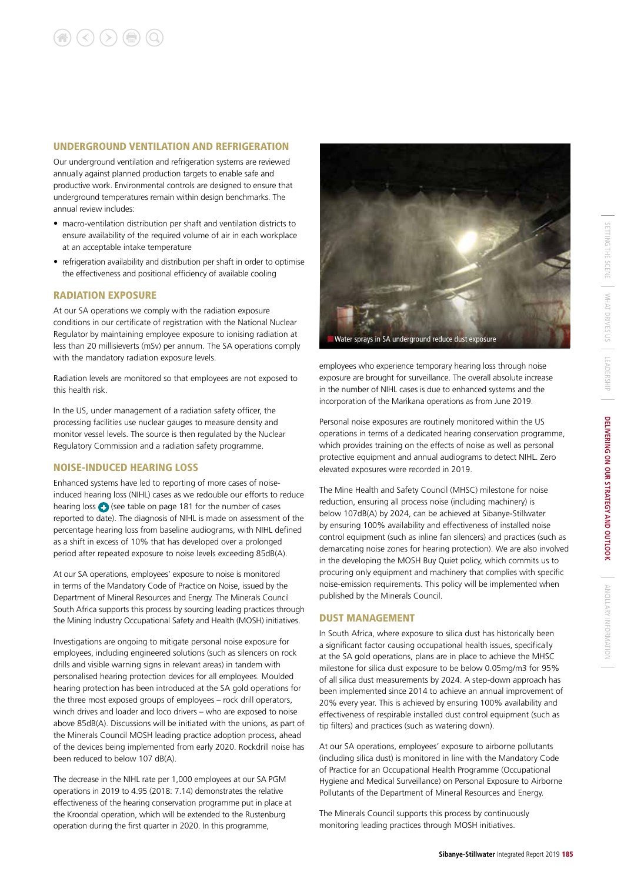## UNDERGROUND VENTILATION AND REFRIGERATION

Our underground ventilation and refrigeration systems are reviewed annually against planned production targets to enable safe and productive work. Environmental controls are designed to ensure that underground temperatures remain within design benchmarks. The annual review includes:

- macro-ventilation distribution per shaft and ventilation districts to ensure availability of the required volume of air in each workplace at an acceptable intake temperature
- refrigeration availability and distribution per shaft in order to optimise the effectiveness and positional efficiency of available cooling

## RADIATION EXPOSURE

At our SA operations we comply with the radiation exposure conditions in our certificate of registration with the National Nuclear Regulator by maintaining employee exposure to ionising radiation at less than 20 millisieverts (mSv) per annum. The SA operations comply with the mandatory radiation exposure levels.

Radiation levels are monitored so that employees are not exposed to this health risk.

In the US, under management of a radiation safety officer, the processing facilities use nuclear gauges to measure density and monitor vessel levels. The source is then regulated by the Nuclear Regulatory Commission and a radiation safety programme.

## NOISE-INDUCED HEARING LOSS

Enhanced systems have led to reporting of more cases of noise-induced hearing loss (NIHL) cases as we redouble our efforts to reduce hearing loss (see table on page 181 for the number of cases reported to date). The diagnosis of NIHL is made on assessment of the percentage hearing loss from baseline audiograms, with NIHL defined as a shift in excess of 10% that has developed over a prolonged period after repeated exposure to noise levels exceeding 85dB(A).

At our SA operations, employees' exposure to noise is monitored in terms of the Mandatory Code of Practice on Noise, issued by the Department of Mineral Resources and Energy. The Minerals Council South Africa supports this process by sourcing leading practices through the Mining Industry Occupational Safety and Health (MOSH) initiatives.

Investigations are ongoing to mitigate personal noise exposure for employees, including engineered solutions (such as silencers on rock drills and visible warning signs in relevant areas) in tandem with personalised hearing protection devices for all employees. Moulded hearing protection has been introduced at the SA gold operations for the three most exposed groups of employees – rock drill operators, winch drives and loader and loco drivers – who are exposed to noise above 85dB(A). Discussions will be initiated with the unions, as part of the Minerals Council MOSH leading practice adoption process, ahead of the devices being implemented from early 2020. Rockdrill noise has been reduced to below 107 dB(A).

The decrease in the NIHL rate per 1,000 employees at our SA PGM operations in 2019 to 4.95 (2018: 7.14) demonstrates the relative effectiveness of the hearing conservation programme put in place at the Kroondal operation, which will be extended to the Rustenburg operation during the first quarter in 2020. In this programme, employees who experience temporary hearing loss through noise exposure are brought for surveillance. The overall absolute increase in the number of NIHL cases is due to enhanced systems and the incorporation of the Marikana operations as from June 2019.

Water sprays in SA underground reduce dust exposure

Personal noise exposures are routinely monitored within the US operations in terms of a dedicated hearing conservation programme, which provides training on the effects of noise as well as personal protective equipment and annual audiograms to detect NIHL. Zero elevated exposures were recorded in 2019.

The Mine Health and Safety Council (MHSC) milestone for noise reduction, ensuring all process noise (including machinery) is below 107dB(A) by 2024, can be achieved at Sibanye-Stillwater by ensuring 100% availability and effectiveness of installed noise control equipment (such as inline fan silencers) and practices (such as demarcating noise zones for hearing protection). We are also involved in the developing the MOSH Buy Quiet policy, which commits us to procuring only equipment and machinery that complies with specific noise-emission requirements. This policy will be implemented when published by the Minerals Council.

## DUST MANAGEMENT

In South Africa, where exposure to silica dust has historically been a significant factor causing occupational health issues, specifically at the SA gold operations, plans are in place to achieve the MHSC milestone for silica dust exposure to be below 0.05mg/m3 for 95% of all silica dust measurements by 2024. A step-down approach has been implemented since 2014 to achieve an annual improvement of 20% every year. This is achieved by ensuring 100% availability and effectiveness of respirable installed dust control equipment (such as tip filters) and practices (such as watering down).

At our SA operations, employees' exposure to airborne pollutants (including silica dust) is monitored in line with the Mandatory Code of Practice for an Occupational Health Programme (Occupational Hygiene and Medical Surveillance) on Personal Exposure to Airborne Pollutants of the Department of Mineral Resources and Energy.

The Minerals Council supports this process by continuously monitoring leading practices through MOSH initiatives.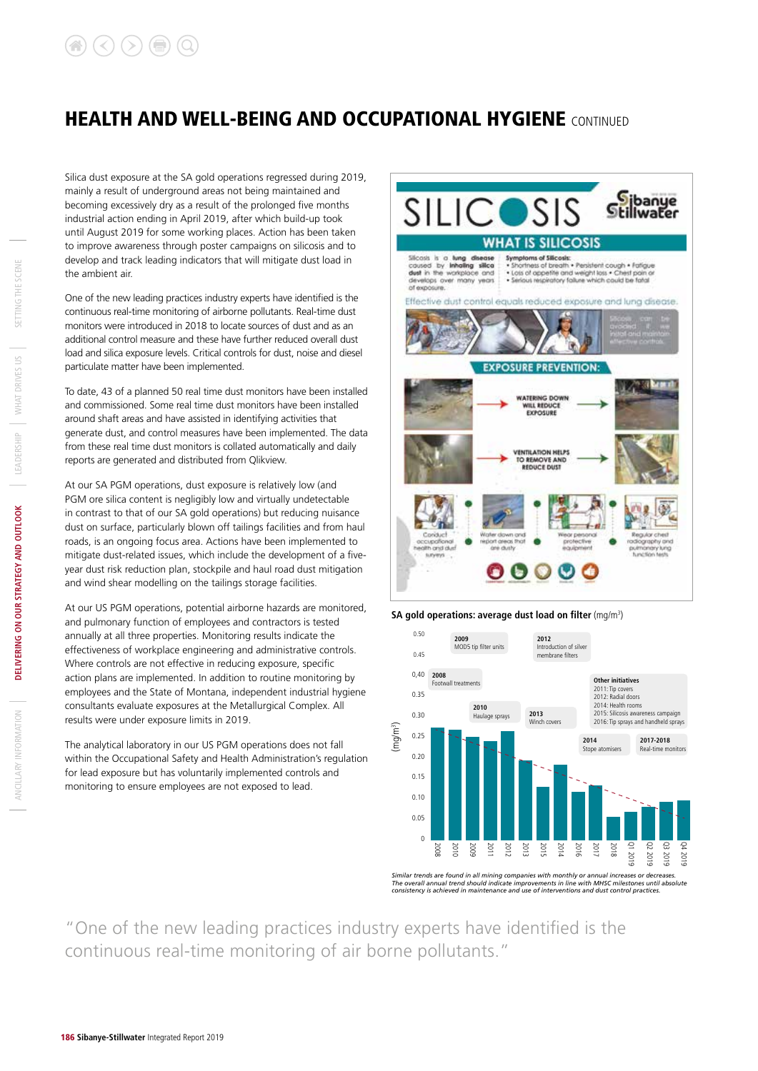# HEALTH AND WELL-BEING AND OCCUPATIONAL HYGIENE CONTINUED

Silica dust exposure at the SA gold operations regressed during 2019, mainly a result of underground areas not being maintained and becoming excessively dry as a result of the prolonged five months industrial action ending in April 2019, after which build-up took until August 2019 for some working places. Action has been taken to improve awareness through poster campaigns on silicosis and to develop and track leading indicators that will mitigate dust load in the ambient air.

One of the new leading practices industry experts have identified is the continuous real-time monitoring of airborne pollutants. Real-time dust monitors were introduced in 2018 to locate sources of dust and as an additional control measure and these have further reduced overall dust load and silica exposure levels. Critical controls for dust, noise and diesel particulate matter have been implemented.

To date, 43 of a planned 50 real time dust monitors have been installed and commissioned. Some real time dust monitors have been installed around shaft areas and have assisted in identifying activities that generate dust, and control measures have been implemented. The data from these real time dust monitors is collated automatically and daily reports are generated and distributed from Qlikview.

At our SA PGM operations, dust exposure is relatively low (and PGM ore silica content is negligibly low and virtually undetectable in contrast to that of our SA gold operations) but reducing nuisance dust on surface, particularly blown off tailings facilities and from haul roads, is an ongoing focus area. Actions have been implemented to mitigate dust-related issues, which include the development of a five-year dust risk reduction plan, stockpile and haul road dust mitigation and wind shear modelling on the tailings storage facilities.

At our US PGM operations, potential airborne hazards are monitored, and pulmonary function of employees and contractors is tested annually at all three properties. Monitoring results indicate the effectiveness of workplace engineering and administrative controls. Where controls are not effective in reducing exposure, specific action plans are implemented. In addition to routine monitoring by employees and the State of Montana, independent industrial hygiene consultants evaluate exposures at the Metallurgical Complex. All results were under exposure limits in 2019.

The analytical laboratory in our US PGM operations does not fall within the Occupational Safety and Health Administration's regulation for lead exposure but has voluntarily implemented controls and monitoring to ensure employees are not exposed to lead.

**SILICOSIS** — Sibanye Stillwater

**WHAT IS SILICOSIS**

Silicosis is a lung disease caused by inhaling silica dust in the workplace and develops over many years of exposure.

Symptoms of Silicosis:
- Shortness of breath • Persistent cough • Fatigue
- Loss of appetite and weight loss • Chest pain or
- Serious respiratory failure which could be fatal

Effective dust control equals reduced exposure and lung disease.

Silicosis can be avoided if we install and maintain effective controls.

**EXPOSURE PREVENTION:**

WATERING DOWN WILL REDUCE EXPOSURE

VENTILATION HELPS TO REMOVE AND REDUCE DUST

- Conduct occupational health and dust surveys
- Water down and report areas that are dusty
- Wear personal protective equipment
- Regular chest radiography and pulmonary lung function tests

**SA gold operations: average dust load on filter** (mg/m³)

| Period | Approx. value (mg/m³) |
|---|---|
| 2008 | 0.27 |
| 2010 | 0.26 |
| 2009 | 0.25 |
| 2011 | 0.24 |
| 2012 | 0.26 |
| 2013 | 0.19 |
| 2015 | 0.13 |
| 2014 | 0.18 |
| 2016 | 0.12 |
| 2017 | 0.13 |
| 2018 | 0.06 |
| Q1 2019 | 0.07 |
| Q2 2019 | 0.08 |
| Q3 2019 | 0.09 |
| Q4 2019 | 0.10 |

Milestones:
- 2009: MOD5 tip filter units
- 2012: Introduction of silver membrane filters
- 2008: Footwall treatments
- 2010: Haulage sprays
- 2013: Winch covers
- 2014: Stope atomisers
- 2017-2018: Real-time monitors
- Other initiatives: 2011: Tip covers; 2012: Radial doors; 2014: Health rooms; 2015: Silicosis awareness campaign; 2016: Tip sprays and handheld sprays

*Similar trends are found in all mining companies with monthly or annual increases or decreases. The overall annual trend should indicate improvements in line with MHSC milestones until absolute consistency is achieved in maintenance and use of interventions and dust control practices.*

"One of the new leading practices industry experts have identified is the continuous real-time monitoring of air borne pollutants."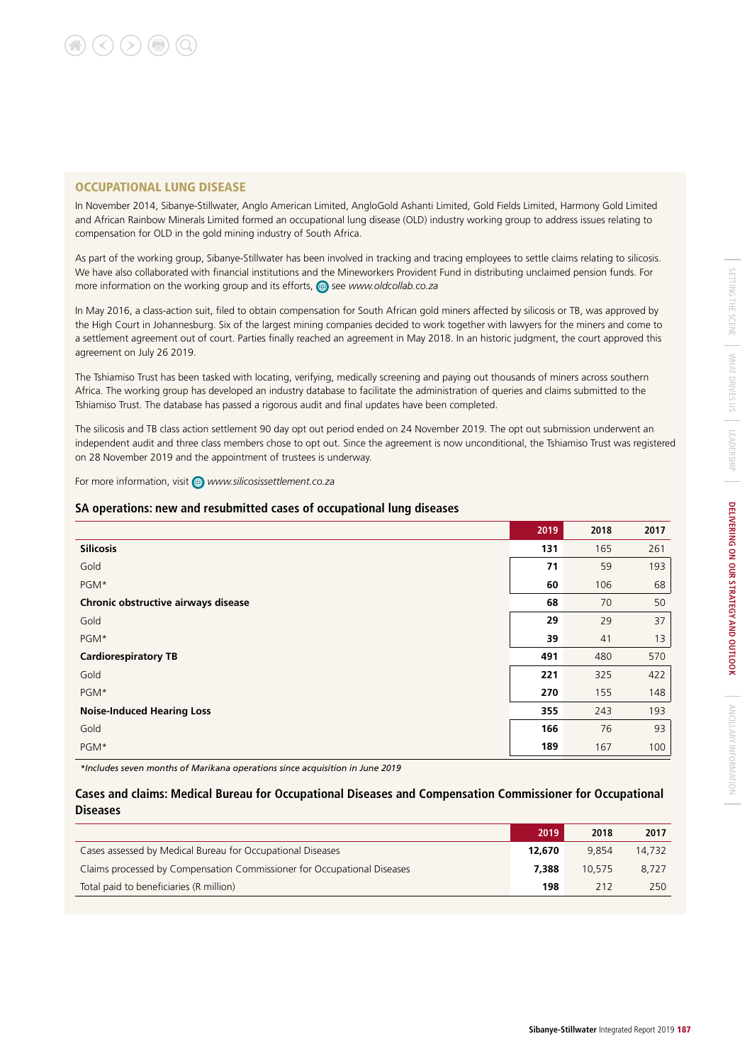## OCCUPATIONAL LUNG DISEASE

In November 2014, Sibanye-Stillwater, Anglo American Limited, AngloGold Ashanti Limited, Gold Fields Limited, Harmony Gold Limited and African Rainbow Minerals Limited formed an occupational lung disease (OLD) industry working group to address issues relating to compensation for OLD in the gold mining industry of South Africa.

As part of the working group, Sibanye-Stillwater has been involved in tracking and tracing employees to settle claims relating to silicosis. We have also collaborated with financial institutions and the Mineworkers Provident Fund in distributing unclaimed pension funds. For more information on the working group and its efforts, see *www.oldcollab.co.za*

In May 2016, a class-action suit, filed to obtain compensation for South African gold miners affected by silicosis or TB, was approved by the High Court in Johannesburg. Six of the largest mining companies decided to work together with lawyers for the miners and come to a settlement agreement out of court. Parties finally reached an agreement in May 2018. In an historic judgment, the court approved this agreement on July 26 2019.

The Tshiamiso Trust has been tasked with locating, verifying, medically screening and paying out thousands of miners across southern Africa. The working group has developed an industry database to facilitate the administration of queries and claims submitted to the Tshiamiso Trust. The database has passed a rigorous audit and final updates have been completed.

The silicosis and TB class action settlement 90 day opt out period ended on 24 November 2019. The opt out submission underwent an independent audit and three class members chose to opt out. Since the agreement is now unconditional, the Tshiamiso Trust was registered on 28 November 2019 and the appointment of trustees is underway.

For more information, visit *www.silicosissettlement.co.za*

### SA operations: new and resubmitted cases of occupational lung diseases

| | 2019 | 2018 | 2017 |
|---|---|---|---|
| **Silicosis** | **131** | 165 | 261 |
| Gold | **71** | 59 | 193 |
| PGM* | **60** | 106 | 68 |
| **Chronic obstructive airways disease** | **68** | 70 | 50 |
| Gold | **29** | 29 | 37 |
| PGM* | **39** | 41 | 13 |
| **Cardiorespiratory TB** | **491** | 480 | 570 |
| Gold | **221** | 325 | 422 |
| PGM* | **270** | 155 | 148 |
| **Noise-Induced Hearing Loss** | **355** | 243 | 193 |
| Gold | **166** | 76 | 93 |
| PGM* | **189** | 167 | 100 |

*\*Includes seven months of Marikana operations since acquisition in June 2019*

### Cases and claims: Medical Bureau for Occupational Diseases and Compensation Commissioner for Occupational Diseases

| | 2019 | 2018 | 2017 |
|---|---|---|---|
| Cases assessed by Medical Bureau for Occupational Diseases | **12,670** | 9,854 | 14,732 |
| Claims processed by Compensation Commissioner for Occupational Diseases | **7,388** | 10,575 | 8,727 |
| Total paid to beneficiaries (R million) | **198** | 212 | 250 |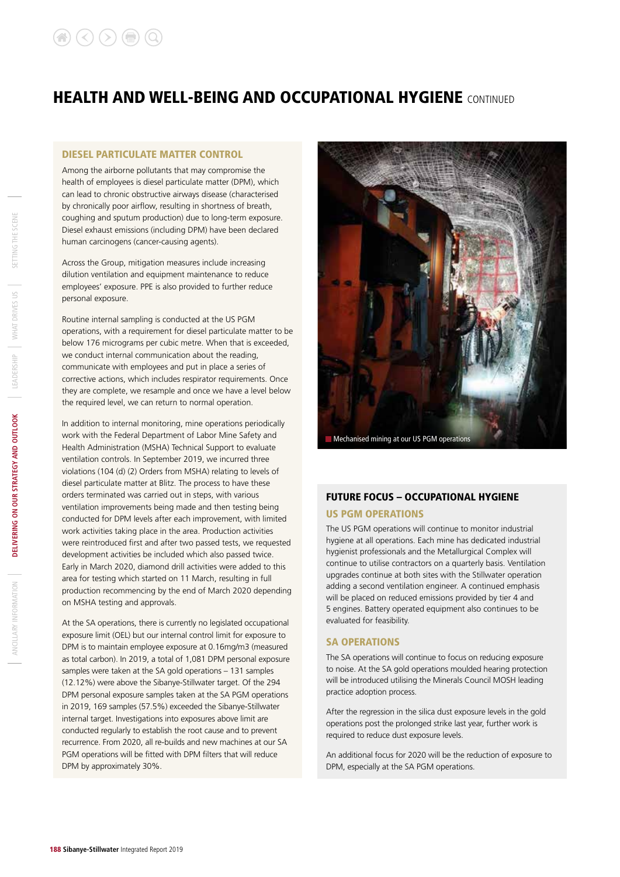# HEALTH AND WELL-BEING AND OCCUPATIONAL HYGIENE CONTINUED

## DIESEL PARTICULATE MATTER CONTROL

Among the airborne pollutants that may compromise the health of employees is diesel particulate matter (DPM), which can lead to chronic obstructive airways disease (characterised by chronically poor airflow, resulting in shortness of breath, coughing and sputum production) due to long-term exposure. Diesel exhaust emissions (including DPM) have been declared human carcinogens (cancer-causing agents).

Across the Group, mitigation measures include increasing dilution ventilation and equipment maintenance to reduce employees' exposure. PPE is also provided to further reduce personal exposure.

Routine internal sampling is conducted at the US PGM operations, with a requirement for diesel particulate matter to be below 176 micrograms per cubic metre. When that is exceeded, we conduct internal communication about the reading, communicate with employees and put in place a series of corrective actions, which includes respirator requirements. Once they are complete, we resample and once we have a level below the required level, we can return to normal operation.

In addition to internal monitoring, mine operations periodically work with the Federal Department of Labor Mine Safety and Health Administration (MSHA) Technical Support to evaluate ventilation controls. In September 2019, we incurred three violations (104 (d) (2) Orders from MSHA) relating to levels of diesel particulate matter at Blitz. The process to have these orders terminated was carried out in steps, with various ventilation improvements being made and then testing being conducted for DPM levels after each improvement, with limited work activities taking place in the area. Production activities were reintroduced first and after two passed tests, we requested development activities be included which also passed twice. Early in March 2020, diamond drill activities were added to this area for testing which started on 11 March, resulting in full production recommencing by the end of March 2020 depending on MSHA testing and approvals.

At the SA operations, there is currently no legislated occupational exposure limit (OEL) but our internal control limit for exposure to DPM is to maintain employee exposure at 0.16mg/m3 (measured as total carbon). In 2019, a total of 1,081 DPM personal exposure samples were taken at the SA gold operations – 131 samples (12.12%) were above the Sibanye-Stillwater target. Of the 294 DPM personal exposure samples taken at the SA PGM operations in 2019, 169 samples (57.5%) exceeded the Sibanye-Stillwater internal target. Investigations into exposures above limit are conducted regularly to establish the root cause and to prevent recurrence. From 2020, all re-builds and new machines at our SA PGM operations will be fitted with DPM filters that will reduce DPM by approximately 30%.

Mechanised mining at our US PGM operations

## FUTURE FOCUS – OCCUPATIONAL HYGIENE

### US PGM OPERATIONS

The US PGM operations will continue to monitor industrial hygiene at all operations. Each mine has dedicated industrial hygienist professionals and the Metallurgical Complex will continue to utilise contractors on a quarterly basis. Ventilation upgrades continue at both sites with the Stillwater operation adding a second ventilation engineer. A continued emphasis will be placed on reduced emissions provided by tier 4 and 5 engines. Battery operated equipment also continues to be evaluated for feasibility.

### SA OPERATIONS

The SA operations will continue to focus on reducing exposure to noise. At the SA gold operations moulded hearing protection will be introduced utilising the Minerals Council MOSH leading practice adoption process.

After the regression in the silica dust exposure levels in the gold operations post the prolonged strike last year, further work is required to reduce dust exposure levels.

An additional focus for 2020 will be the reduction of exposure to DPM, especially at the SA PGM operations.